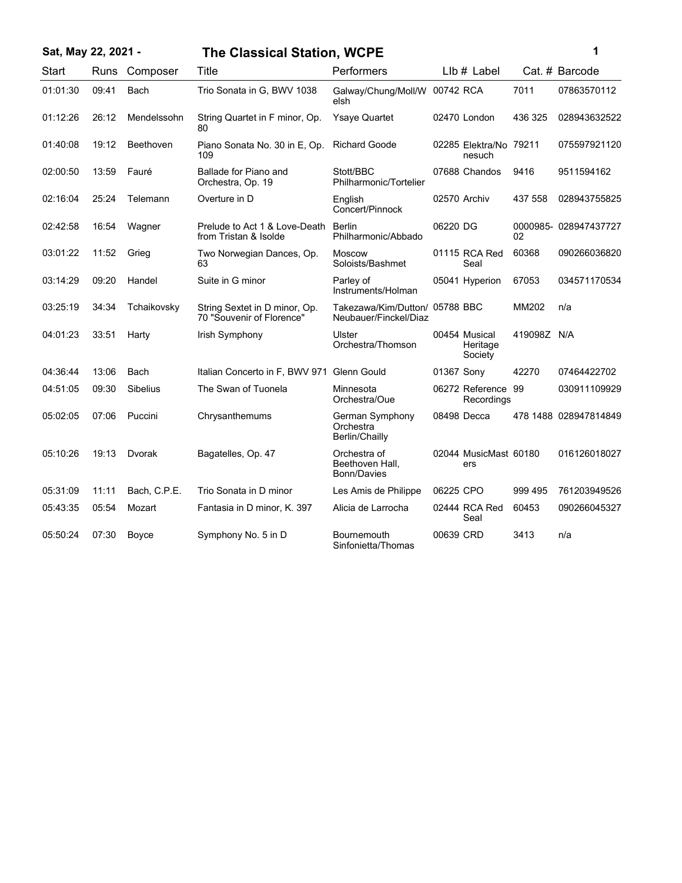**Sat, May 22, 2021 -** **The Classical Station, WCPE**

| Start | Runs | Composer | Title | Performers | LIb # | Label | Cat. # | Barcode |
|---|---|---|---|---|---|---|---|---|
| 01:01:30 | 09:41 | Bach | Trio Sonata in G, BWV 1038 | Galway/Chung/Moll/Welsh | 00742 | RCA | 7011 | 07863570112 |
| 01:12:26 | 26:12 | Mendelssohn | String Quartet in F minor, Op. 80 | Ysaye Quartet | 02470 | London | 436 325 | 028943632522 |
| 01:40:08 | 19:12 | Beethoven | Piano Sonata No. 30 in E, Op. 109 | Richard Goode | 02285 | Elektra/Nonesuch | 79211 | 075597921120 |
| 02:00:50 | 13:59 | Fauré | Ballade for Piano and Orchestra, Op. 19 | Stott/BBC Philharmonic/Tortelier | 07688 | Chandos | 9416 | 9511594162 |
| 02:16:04 | 25:24 | Telemann | Overture in D | English Concert/Pinnock | 02570 | Archiv | 437 558 | 028943755825 |
| 02:42:58 | 16:54 | Wagner | Prelude to Act 1 & Love-Death from Tristan & Isolde | Berlin Philharmonic/Abbado | 06220 | DG | 0000985-02 | 028947437727 |
| 03:01:22 | 11:52 | Grieg | Two Norwegian Dances, Op. 63 | Moscow Soloists/Bashmet | 01115 | RCA Red Seal | 60368 | 090266036820 |
| 03:14:29 | 09:20 | Handel | Suite in G minor | Parley of Instruments/Holman | 05041 | Hyperion | 67053 | 034571170534 |
| 03:25:19 | 34:34 | Tchaikovsky | String Sextet in D minor, Op. 70 "Souvenir of Florence" | Takezawa/Kim/Dutton/Neubauer/Finckel/Diaz | 05788 | BBC | MM202 | n/a |
| 04:01:23 | 33:51 | Harty | Irish Symphony | Ulster Orchestra/Thomson | 00454 | Musical Heritage Society | 419098Z | N/A |
| 04:36:44 | 13:06 | Bach | Italian Concerto in F, BWV 971 | Glenn Gould | 01367 | Sony | 42270 | 07464422702 |
| 04:51:05 | 09:30 | Sibelius | The Swan of Tuonela | Minnesota Orchestra/Oue | 06272 | Reference Recordings | 99 | 030911109929 |
| 05:02:05 | 07:06 | Puccini | Chrysanthemums | German Symphony Orchestra Berlin/Chailly | 08498 | Decca | 478 1488 | 028947814849 |
| 05:10:26 | 19:13 | Dvorak | Bagatelles, Op. 47 | Orchestra of Beethoven Hall, Bonn/Davies | 02044 | MusicMasters | 60180 | 016126018027 |
| 05:31:09 | 11:11 | Bach, C.P.E. | Trio Sonata in D minor | Les Amis de Philippe | 06225 | CPO | 999 495 | 761203949526 |
| 05:43:35 | 05:54 | Mozart | Fantasia in D minor, K. 397 | Alicia de Larrocha | 02444 | RCA Red Seal | 60453 | 090266045327 |
| 05:50:24 | 07:30 | Boyce | Symphony No. 5 in D | Bournemouth Sinfonietta/Thomas | 00639 | CRD | 3413 | n/a |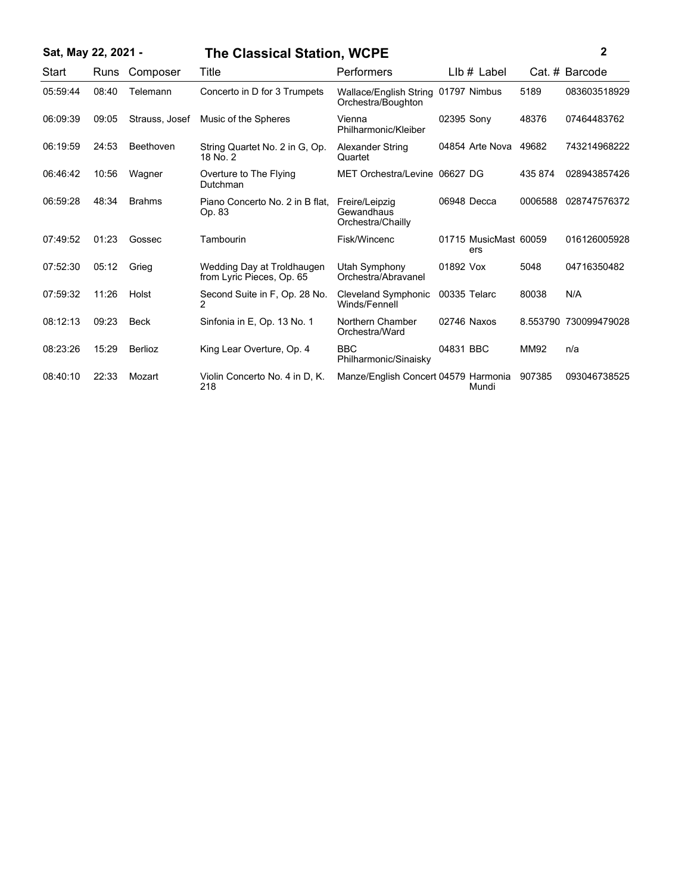**Sat, May 22, 2021 -** **The Classical Station, WCPE**

| Start | Runs | Composer | Title | Performers | Llb # | Label | Cat. # | Barcode |
|---|---|---|---|---|---|---|---|---|
| 05:59:44 | 08:40 | Telemann | Concerto in D for 3 Trumpets | Wallace/English String Orchestra/Boughton | 01797 | Nimbus | 5189 | 083603518929 |
| 06:09:39 | 09:05 | Strauss, Josef | Music of the Spheres | Vienna Philharmonic/Kleiber | 02395 | Sony | 48376 | 07464483762 |
| 06:19:59 | 24:53 | Beethoven | String Quartet No. 2 in G, Op. 18 No. 2 | Alexander String Quartet | 04854 | Arte Nova | 49682 | 743214968222 |
| 06:46:42 | 10:56 | Wagner | Overture to The Flying Dutchman | MET Orchestra/Levine | 06627 | DG | 435 874 | 028943857426 |
| 06:59:28 | 48:34 | Brahms | Piano Concerto No. 2 in B flat, Op. 83 | Freire/Leipzig Gewandhaus Orchestra/Chailly | 06948 | Decca | 0006588 | 028747576372 |
| 07:49:52 | 01:23 | Gossec | Tambourin | Fisk/Wincenc | 01715 | MusicMasters | 60059 | 016126005928 |
| 07:52:30 | 05:12 | Grieg | Wedding Day at Troldhaugen from Lyric Pieces, Op. 65 | Utah Symphony Orchestra/Abravanel | 01892 | Vox | 5048 | 04716350482 |
| 07:59:32 | 11:26 | Holst | Second Suite in F, Op. 28 No. 2 | Cleveland Symphonic Winds/Fennell | 00335 | Telarc | 80038 | N/A |
| 08:12:13 | 09:23 | Beck | Sinfonia in E, Op. 13 No. 1 | Northern Chamber Orchestra/Ward | 02746 | Naxos | 8.553790 | 730099479028 |
| 08:23:26 | 15:29 | Berlioz | King Lear Overture, Op. 4 | BBC Philharmonic/Sinaisky | 04831 | BBC | MM92 | n/a |
| 08:40:10 | 22:33 | Mozart | Violin Concerto No. 4 in D, K. 218 | Manze/English Concert | 04579 | Harmonia Mundi | 907385 | 093046738525 |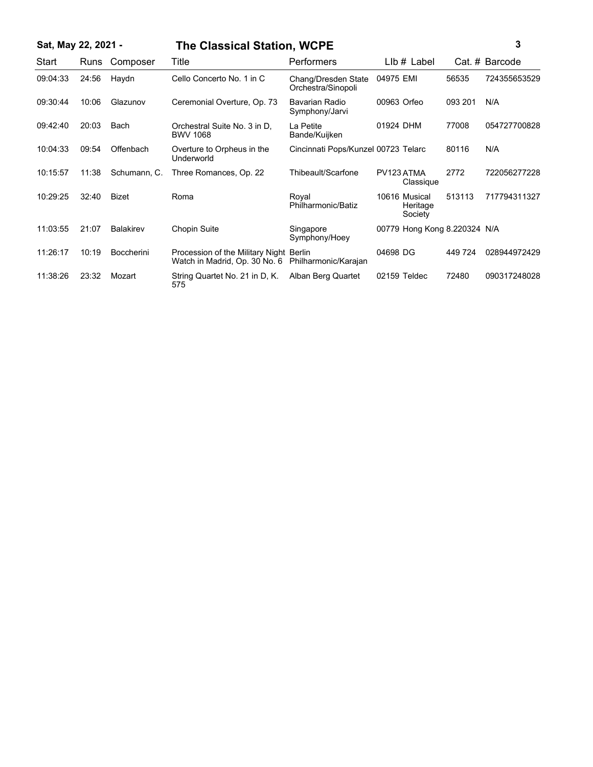| Start | Runs | Composer | Title | Performers | Llb # | Label | Cat. # | Barcode |
|---|---|---|---|---|---|---|---|---|
| 09:04:33 | 24:56 | Haydn | Cello Concerto No. 1 in C | Chang/Dresden State Orchestra/Sinopoli | 04975 | EMI | 56535 | 724355653529 |
| 09:30:44 | 10:06 | Glazunov | Ceremonial Overture, Op. 73 | Bavarian Radio Symphony/Jarvi | 00963 | Orfeo | 093 201 | N/A |
| 09:42:40 | 20:03 | Bach | Orchestral Suite No. 3 in D, BWV 1068 | La Petite Bande/Kuijken | 01924 | DHM | 77008 | 054727700828 |
| 10:04:33 | 09:54 | Offenbach | Overture to Orpheus in the Underworld | Cincinnati Pops/Kunzel | 00723 | Telarc | 80116 | N/A |
| 10:15:57 | 11:38 | Schumann, C. | Three Romances, Op. 22 | Thibeault/Scarfone | PV123 | ATMA Classique | 2772 | 722056277228 |
| 10:29:25 | 32:40 | Bizet | Roma | Royal Philharmonic/Batiz | 10616 | Musical Heritage Society | 513113 | 717794311327 |
| 11:03:55 | 21:07 | Balakirev | Chopin Suite | Singapore Symphony/Hoey | 00779 | Hong Kong | 8.220324 | N/A |
| 11:26:17 | 10:19 | Boccherini | Procession of the Military Night Watch in Madrid, Op. 30 No. 6 | Berlin Philharmonic/Karajan | 04698 | DG | 449 724 | 028944972429 |
| 11:38:26 | 23:32 | Mozart | String Quartet No. 21 in D, K. 575 | Alban Berg Quartet | 02159 | Teldec | 72480 | 090317248028 |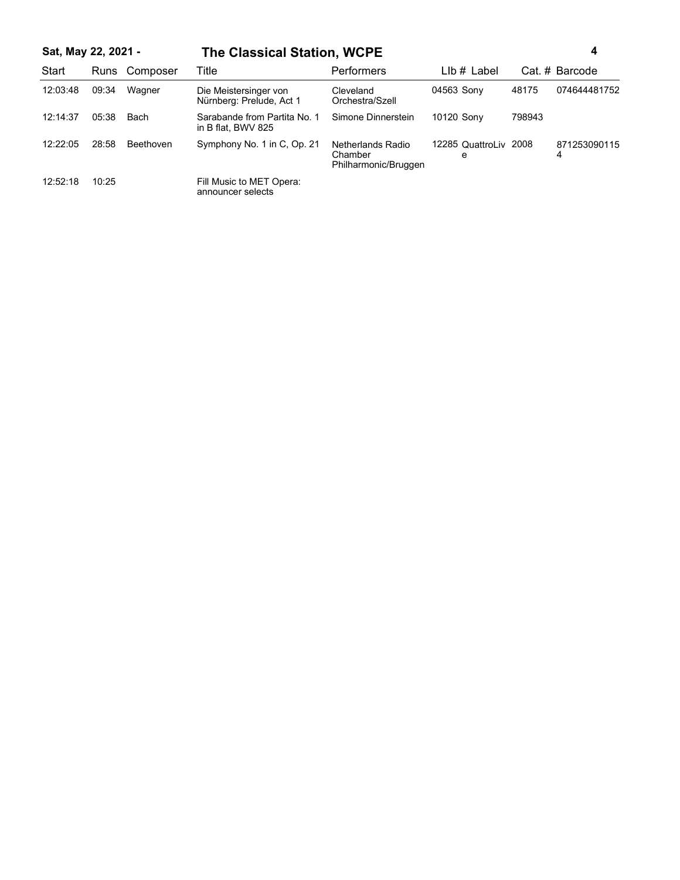**Sat, May 22, 2021 -** **The Classical Station, WCPE**

| Start | Runs | Composer | Title | Performers | LIb # | Label | Cat. # | Barcode |
|---|---|---|---|---|---|---|---|---|
| 12:03:48 | 09:34 | Wagner | Die Meistersinger von Nürnberg: Prelude, Act 1 | Cleveland Orchestra/Szell | 04563 | Sony | 48175 | 074644481752 |
| 12:14:37 | 05:38 | Bach | Sarabande from Partita No. 1 in B flat, BWV 825 | Simone Dinnerstein | 10120 | Sony | 798943 | |
| 12:22:05 | 28:58 | Beethoven | Symphony No. 1 in C, Op. 21 | Netherlands Radio Chamber Philharmonic/Bruggen | 12285 | QuattroLive | 2008 | 8712530901154 |
| 12:52:18 | 10:25 | | Fill Music to MET Opera: announcer selects | | | | | |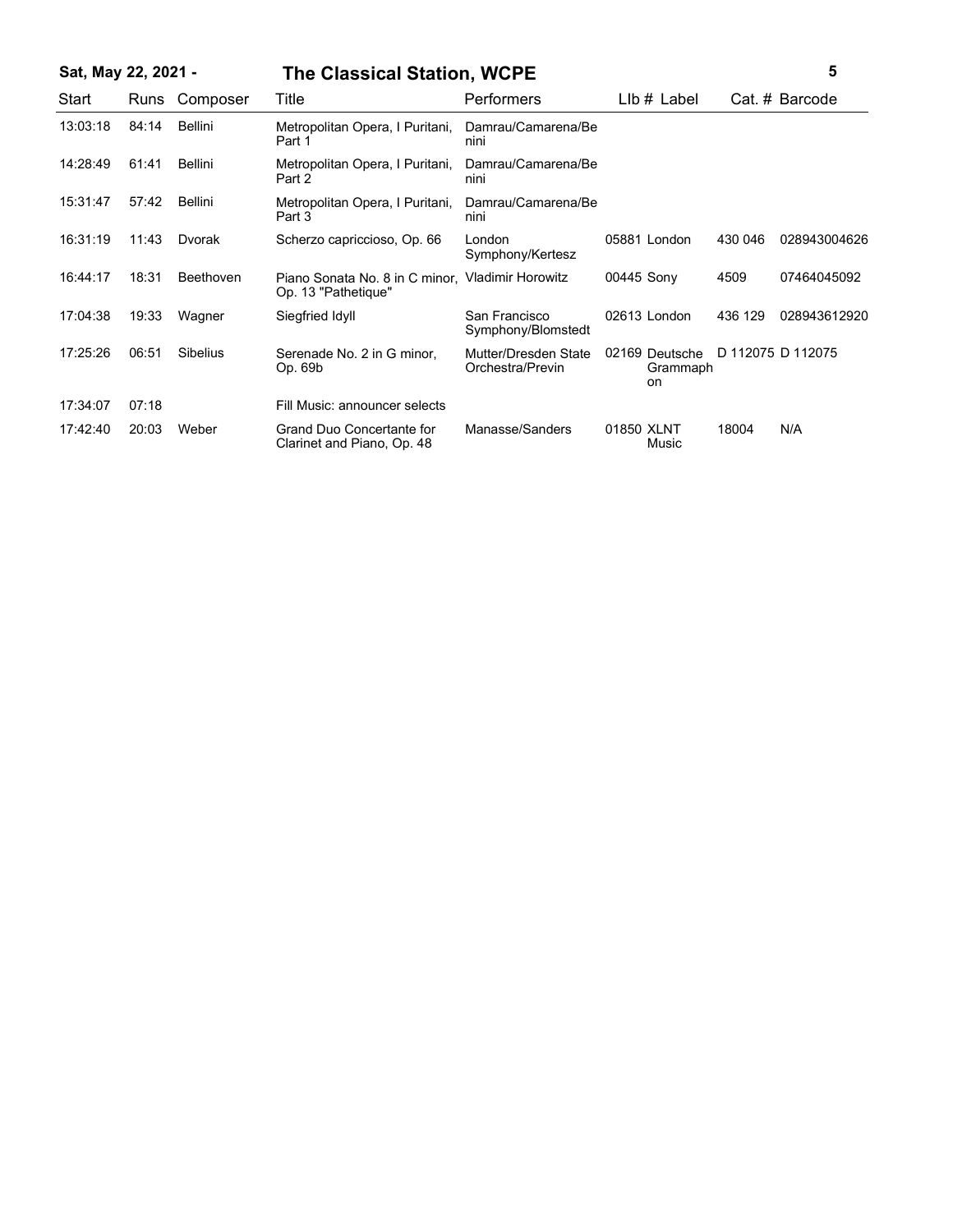**Sat, May 22, 2021 -** **The Classical Station, WCPE**

| Start | Runs | Composer | Title | Performers | LIb # | Label | Cat. # | Barcode |
|---|---|---|---|---|---|---|---|---|
| 13:03:18 | 84:14 | Bellini | Metropolitan Opera, I Puritani, Part 1 | Damrau/Camarena/Benini | | | | |
| 14:28:49 | 61:41 | Bellini | Metropolitan Opera, I Puritani, Part 2 | Damrau/Camarena/Benini | | | | |
| 15:31:47 | 57:42 | Bellini | Metropolitan Opera, I Puritani, Part 3 | Damrau/Camarena/Benini | | | | |
| 16:31:19 | 11:43 | Dvorak | Scherzo capriccioso, Op. 66 | London Symphony/Kertesz | 05881 | London | 430 046 | 028943004626 |
| 16:44:17 | 18:31 | Beethoven | Piano Sonata No. 8 in C minor, Op. 13 "Pathetique" | Vladimir Horowitz | 00445 | Sony | 4509 | 07464045092 |
| 17:04:38 | 19:33 | Wagner | Siegfried Idyll | San Francisco Symphony/Blomstedt | 02613 | London | 436 129 | 028943612920 |
| 17:25:26 | 06:51 | Sibelius | Serenade No. 2 in G minor, Op. 69b | Mutter/Dresden State Orchestra/Previn | 02169 | Deutsche Grammophon | D 112075 | D 112075 |
| 17:34:07 | 07:18 | | Fill Music: announcer selects | | | | | |
| 17:42:40 | 20:03 | Weber | Grand Duo Concertante for Clarinet and Piano, Op. 48 | Manasse/Sanders | 01850 | XLNT Music | 18004 | N/A |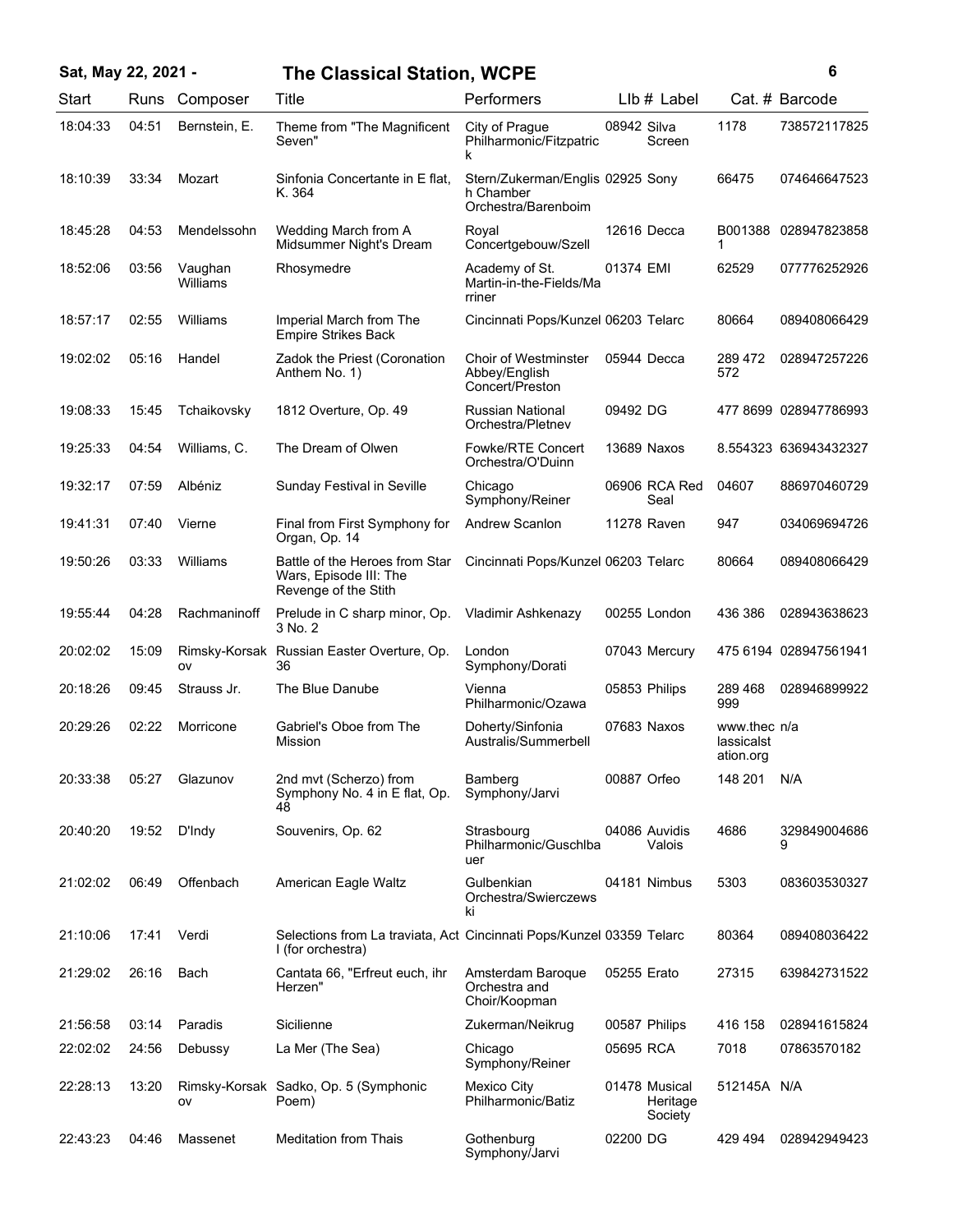**Sat, May 22, 2021 - The Classical Station, WCPE**

| Start | Runs | Composer | Title | Performers | Llb # | Label | Cat. # | Barcode |
|---|---|---|---|---|---|---|---|---|
| 18:04:33 | 04:51 | Bernstein, E. | Theme from "The Magnificent Seven" | City of Prague Philharmonic/Fitzpatrick | 08942 | Silva Screen | 1178 | 738572117825 |
| 18:10:39 | 33:34 | Mozart | Sinfonia Concertante in E flat, K. 364 | Stern/Zukerman/English Chamber Orchestra/Barenboim | 02925 | Sony | 66475 | 074646647523 |
| 18:45:28 | 04:53 | Mendelssohn | Wedding March from A Midsummer Night's Dream | Royal Concertgebouw/Szell | 12616 | Decca | B0013881 | 028947823858 |
| 18:52:06 | 03:56 | Vaughan Williams | Rhosymedre | Academy of St. Martin-in-the-Fields/Marriner | 01374 | EMI | 62529 | 077776252926 |
| 18:57:17 | 02:55 | Williams | Imperial March from The Empire Strikes Back | Cincinnati Pops/Kunzel | 06203 | Telarc | 80664 | 089408066429 |
| 19:02:02 | 05:16 | Handel | Zadok the Priest (Coronation Anthem No. 1) | Choir of Westminster Abbey/English Concert/Preston | 05944 | Decca | 289 472 572 | 028947257226 |
| 19:08:33 | 15:45 | Tchaikovsky | 1812 Overture, Op. 49 | Russian National Orchestra/Pletnev | 09492 | DG | 477 8699 | 028947786993 |
| 19:25:33 | 04:54 | Williams, C. | The Dream of Olwen | Fowke/RTE Concert Orchestra/O'Duinn | 13689 | Naxos | 8.554323 | 636943432327 |
| 19:32:17 | 07:59 | Albéniz | Sunday Festival in Seville | Chicago Symphony/Reiner | 06906 | RCA Red Seal | 04607 | 886970460729 |
| 19:41:31 | 07:40 | Vierne | Final from First Symphony for Organ, Op. 14 | Andrew Scanlon | 11278 | Raven | 947 | 034069694726 |
| 19:50:26 | 03:33 | Williams | Battle of the Heroes from Star Wars, Episode III: The Revenge of the Stith | Cincinnati Pops/Kunzel | 06203 | Telarc | 80664 | 089408066429 |
| 19:55:44 | 04:28 | Rachmaninoff | Prelude in C sharp minor, Op. 3 No. 2 | Vladimir Ashkenazy | 00255 | London | 436 386 | 028943638623 |
| 20:02:02 | 15:09 | Rimsky-Korsakov | Russian Easter Overture, Op. 36 | London Symphony/Dorati | 07043 | Mercury | 475 6194 | 028947561941 |
| 20:18:26 | 09:45 | Strauss Jr. | The Blue Danube | Vienna Philharmonic/Ozawa | 05853 | Philips | 289 468 999 | 028946899922 |
| 20:29:26 | 02:22 | Morricone | Gabriel's Oboe from The Mission | Doherty/Sinfonia Australis/Summerbell | 07683 | Naxos | www.theclassicalstation.org | n/a |
| 20:33:38 | 05:27 | Glazunov | 2nd mvt (Scherzo) from Symphony No. 4 in E flat, Op. 48 | Bamberg Symphony/Jarvi | 00887 | Orfeo | 148 201 | N/A |
| 20:40:20 | 19:52 | D'Indy | Souvenirs, Op. 62 | Strasbourg Philharmonic/Guschlbauer | 04086 | Auvidis Valois | 4686 | 3298490046869 |
| 21:02:02 | 06:49 | Offenbach | American Eagle Waltz | Gulbenkian Orchestra/Swierczewski | 04181 | Nimbus | 5303 | 083603530327 |
| 21:10:06 | 17:41 | Verdi | Selections from La traviata, Act I (for orchestra) | Cincinnati Pops/Kunzel | 03359 | Telarc | 80364 | 089408036422 |
| 21:29:02 | 26:16 | Bach | Cantata 66, "Erfreut euch, ihr Herzen" | Amsterdam Baroque Orchestra and Choir/Koopman | 05255 | Erato | 27315 | 639842731522 |
| 21:56:58 | 03:14 | Paradis | Sicilienne | Zukerman/Neikrug | 00587 | Philips | 416 158 | 028941615824 |
| 22:02:02 | 24:56 | Debussy | La Mer (The Sea) | Chicago Symphony/Reiner | 05695 | RCA | 7018 | 07863570182 |
| 22:28:13 | 13:20 | Rimsky-Korsakov | Sadko, Op. 5 (Symphonic Poem) | Mexico City Philharmonic/Batiz | 01478 | Musical Heritage Society | 512145A | N/A |
| 22:43:23 | 04:46 | Massenet | Meditation from Thais | Gothenburg Symphony/Jarvi | 02200 | DG | 429 494 | 028942949423 |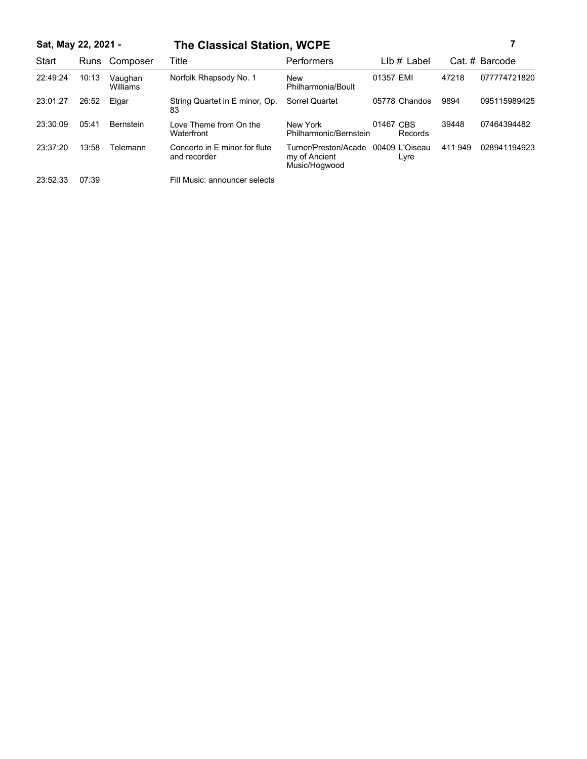**Sat, May 22, 2021 -** **The Classical Station, WCPE**

| Start | Runs | Composer | Title | Performers | Llb # | Label | Cat. # | Barcode |
|---|---|---|---|---|---|---|---|---|
| 22:49:24 | 10:13 | Vaughan Williams | Norfolk Rhapsody No. 1 | New Philharmonia/Boult | 01357 | EMI | 47218 | 077774721820 |
| 23:01:27 | 26:52 | Elgar | String Quartet in E minor, Op. 83 | Sorrel Quartet | 05778 | Chandos | 9894 | 095115989425 |
| 23:30:09 | 05:41 | Bernstein | Love Theme from On the Waterfront | New York Philharmonic/Bernstein | 01467 | CBS Records | 39448 | 07464394482 |
| 23:37:20 | 13:58 | Telemann | Concerto in E minor for flute and recorder | Turner/Preston/Academy of Ancient Music/Hogwood | 00409 | L'Oiseau Lyre | 411 949 | 028941194923 |
| 23:52:33 | 07:39 | | Fill Music: announcer selects | | | | | |